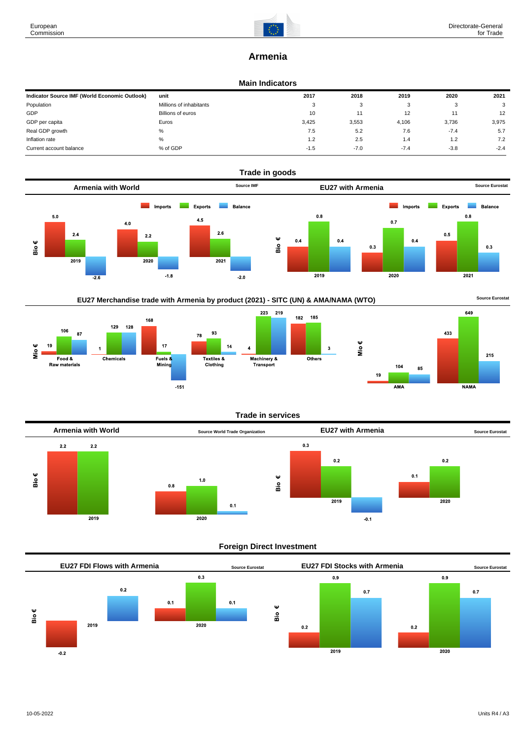European Commission

Directorate-General for Trade

# Armenia

## Main Indicators

| Indicator Source IMF (World Economic Outlook) | unit | 2017 | 2018 | 2019 | 2020 | 2021 |
|---|---|---|---|---|---|---|
| Population | Millions of inhabitants | 3 | 3 | 3 | 3 | 3 |
| GDP | Billions of euros | 10 | 11 | 12 | 11 | 12 |
| GDP per capita | Euros | 3,425 | 3,553 | 4,106 | 3,736 | 3,975 |
| Real GDP growth | % | 7.5 | 5.2 | 7.6 | -7.4 | 5.7 |
| Inflation rate | % | 1.2 | 2.5 | 1.4 | 1.2 | 7.2 |
| Current account balance | % of GDP | -1.5 | -7.0 | -7.4 | -3.8 | -2.4 |

## Trade in goods

### Armenia with World

Source IMF

Bio €

| | Imports | Exports | Balance |
|---|---|---|---|
| 2019 | 5.0 | 2.4 | -2.6 |
| 2020 | 4.0 | 2.2 | -1.8 |
| 2021 | 4.5 | 2.6 | -2.0 |

### EU27 with Armenia

Source Eurostat

Bio €

| | Imports | Exports | Balance |
|---|---|---|---|
| 2019 | 0.4 | 0.8 | 0.4 |
| 2020 | 0.3 | 0.7 | 0.4 |
| 2021 | 0.5 | 0.8 | 0.3 |

### EU27 Merchandise trade with Armenia by product (2021) - SITC (UN) & AMA/NAMA (WTO)

Source Eurostat

Mio €

| | Imports | Exports | Balance |
|---|---|---|---|
| Food & Raw materials | 19 | 106 | 87 |
| Chemicals | 1 | 129 | 128 |
| Fuels & Mining | 168 | 17 | -151 |
| Textiles & Clothing | 78 | 93 | 14 |
| Machinery & Transport | 4 | 223 | 219 |
| Others | 182 | 185 | 3 |

Mio €

| | Imports | Exports | Balance |
|---|---|---|---|
| AMA | 19 | 104 | 85 |
| NAMA | 433 | 649 | 215 |

## Trade in services

### Armenia with World

Source World Trade Organization

Bio €

| | Imports | Exports | Balance |
|---|---|---|---|
| 2019 | 2.2 | 2.2 | |
| 2020 | 0.8 | 1.0 | 0.1 |

### EU27 with Armenia

Source Eurostat

Bio €

| | Imports | Exports | Balance |
|---|---|---|---|
| 2019 | 0.3 | 0.2 | -0.1 |
| 2020 | 0.1 | 0.2 | |

## Foreign Direct Investment

### EU27 FDI Flows with Armenia

Source Eurostat

Bio €

| | Inward | Outward | Balance |
|---|---|---|---|
| 2019 | -0.2 | | 0.2 |
| 2020 | 0.1 | 0.3 | 0.1 |

### EU27 FDI Stocks with Armenia

Source Eurostat

Bio €

| | Inward | Outward | Balance |
|---|---|---|---|
| 2019 | 0.2 | 0.9 | 0.7 |
| 2020 | 0.2 | 0.9 | 0.7 |

10-05-2022

Units R4 / A3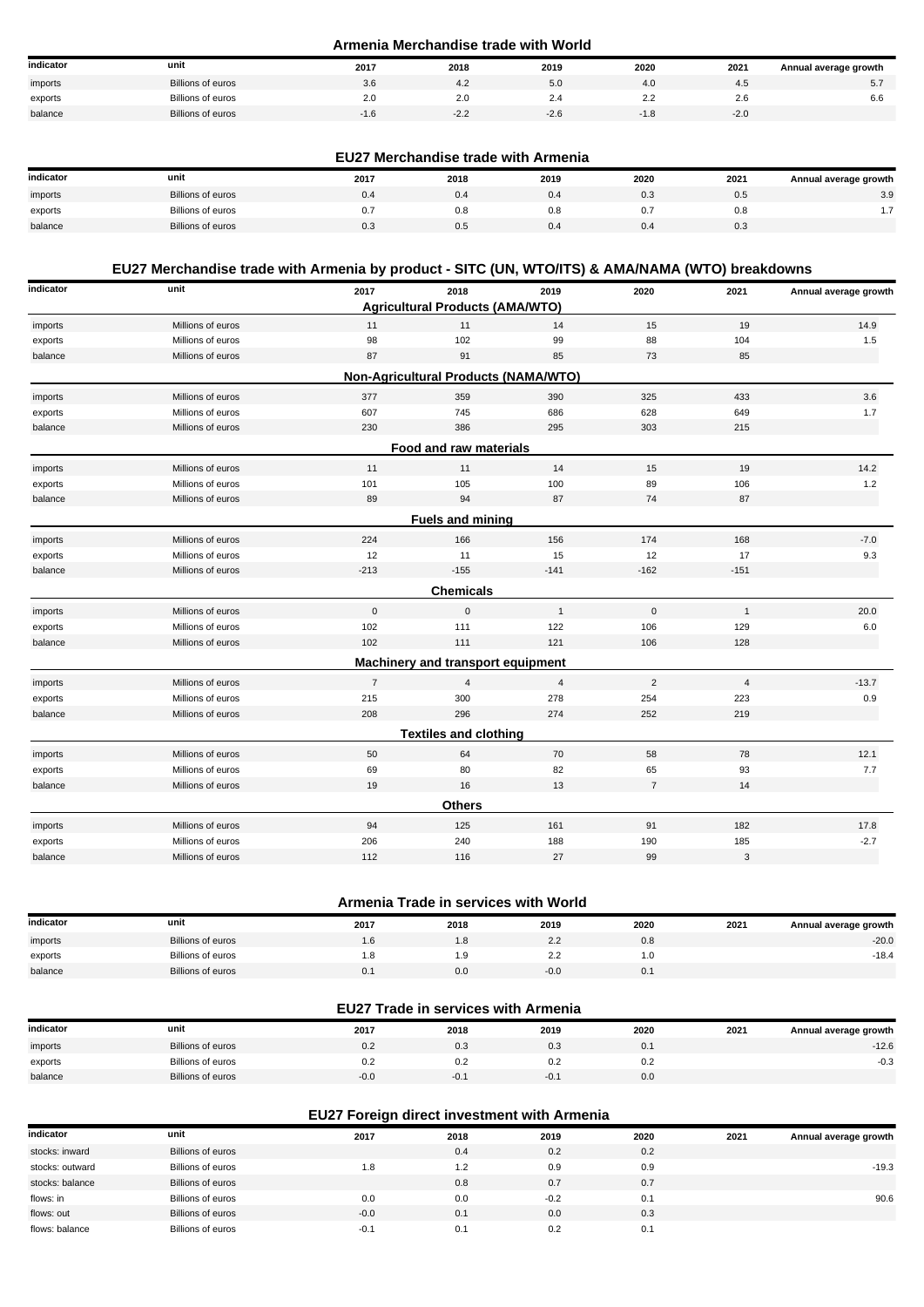### Armenia Merchandise trade with World

| indicator | unit | 2017 | 2018 | 2019 | 2020 | 2021 | Annual average growth |
| --- | --- | --- | --- | --- | --- | --- | --- |
| imports | Billions of euros | 3.6 | 4.2 | 5.0 | 4.0 | 4.5 | 5.7 |
| exports | Billions of euros | 2.0 | 2.0 | 2.4 | 2.2 | 2.6 | 6.6 |
| balance | Billions of euros | -1.6 | -2.2 | -2.6 | -1.8 | -2.0 | |

### EU27 Merchandise trade with Armenia

| indicator | unit | 2017 | 2018 | 2019 | 2020 | 2021 | Annual average growth |
| --- | --- | --- | --- | --- | --- | --- | --- |
| imports | Billions of euros | 0.4 | 0.4 | 0.4 | 0.3 | 0.5 | 3.9 |
| exports | Billions of euros | 0.7 | 0.8 | 0.8 | 0.7 | 0.8 | 1.7 |
| balance | Billions of euros | 0.3 | 0.5 | 0.4 | 0.4 | 0.3 | |

### EU27 Merchandise trade with Armenia by product - SITC (UN, WTO/ITS) & AMA/NAMA (WTO) breakdowns

| indicator | unit | 2017 | 2018 | 2019 | 2020 | 2021 | Annual average growth |
| --- | --- | --- | --- | --- | --- | --- | --- |
| | | | **Agricultural Products (AMA/WTO)** | | | | |
| imports | Millions of euros | 11 | 11 | 14 | 15 | 19 | 14.9 |
| exports | Millions of euros | 98 | 102 | 99 | 88 | 104 | 1.5 |
| balance | Millions of euros | 87 | 91 | 85 | 73 | 85 | |
| | | | **Non-Agricultural Products (NAMA/WTO)** | | | | |
| imports | Millions of euros | 377 | 359 | 390 | 325 | 433 | 3.6 |
| exports | Millions of euros | 607 | 745 | 686 | 628 | 649 | 1.7 |
| balance | Millions of euros | 230 | 386 | 295 | 303 | 215 | |
| | | | **Food and raw materials** | | | | |
| imports | Millions of euros | 11 | 11 | 14 | 15 | 19 | 14.2 |
| exports | Millions of euros | 101 | 105 | 100 | 89 | 106 | 1.2 |
| balance | Millions of euros | 89 | 94 | 87 | 74 | 87 | |
| | | | **Fuels and mining** | | | | |
| imports | Millions of euros | 224 | 166 | 156 | 174 | 168 | -7.0 |
| exports | Millions of euros | 12 | 11 | 15 | 12 | 17 | 9.3 |
| balance | Millions of euros | -213 | -155 | -141 | -162 | -151 | |
| | | | **Chemicals** | | | | |
| imports | Millions of euros | 0 | 0 | 1 | 0 | 1 | 20.0 |
| exports | Millions of euros | 102 | 111 | 122 | 106 | 129 | 6.0 |
| balance | Millions of euros | 102 | 111 | 121 | 106 | 128 | |
| | | | **Machinery and transport equipment** | | | | |
| imports | Millions of euros | 7 | 4 | 4 | 2 | 4 | -13.7 |
| exports | Millions of euros | 215 | 300 | 278 | 254 | 223 | 0.9 |
| balance | Millions of euros | 208 | 296 | 274 | 252 | 219 | |
| | | | **Textiles and clothing** | | | | |
| imports | Millions of euros | 50 | 64 | 70 | 58 | 78 | 12.1 |
| exports | Millions of euros | 69 | 80 | 82 | 65 | 93 | 7.7 |
| balance | Millions of euros | 19 | 16 | 13 | 7 | 14 | |
| | | | **Others** | | | | |
| imports | Millions of euros | 94 | 125 | 161 | 91 | 182 | 17.8 |
| exports | Millions of euros | 206 | 240 | 188 | 190 | 185 | -2.7 |
| balance | Millions of euros | 112 | 116 | 27 | 99 | 3 | |

### Armenia Trade in services with World

| indicator | unit | 2017 | 2018 | 2019 | 2020 | 2021 | Annual average growth |
| --- | --- | --- | --- | --- | --- | --- | --- |
| imports | Billions of euros | 1.6 | 1.8 | 2.2 | 0.8 | | -20.0 |
| exports | Billions of euros | 1.8 | 1.9 | 2.2 | 1.0 | | -18.4 |
| balance | Billions of euros | 0.1 | 0.0 | -0.0 | 0.1 | | |

### EU27 Trade in services with Armenia

| indicator | unit | 2017 | 2018 | 2019 | 2020 | 2021 | Annual average growth |
| --- | --- | --- | --- | --- | --- | --- | --- |
| imports | Billions of euros | 0.2 | 0.3 | 0.3 | 0.1 | | -12.6 |
| exports | Billions of euros | 0.2 | 0.2 | 0.2 | 0.2 | | -0.3 |
| balance | Billions of euros | -0.0 | -0.1 | -0.1 | 0.0 | | |

### EU27 Foreign direct investment with Armenia

| indicator | unit | 2017 | 2018 | 2019 | 2020 | 2021 | Annual average growth |
| --- | --- | --- | --- | --- | --- | --- | --- |
| stocks: inward | Billions of euros | | 0.4 | 0.2 | 0.2 | | |
| stocks: outward | Billions of euros | 1.8 | 1.2 | 0.9 | 0.9 | | -19.3 |
| stocks: balance | Billions of euros | | 0.8 | 0.7 | 0.7 | | |
| flows: in | Billions of euros | 0.0 | 0.0 | -0.2 | 0.1 | | 90.6 |
| flows: out | Billions of euros | -0.0 | 0.1 | 0.0 | 0.3 | | |
| flows: balance | Billions of euros | -0.1 | 0.1 | 0.2 | 0.1 | | |